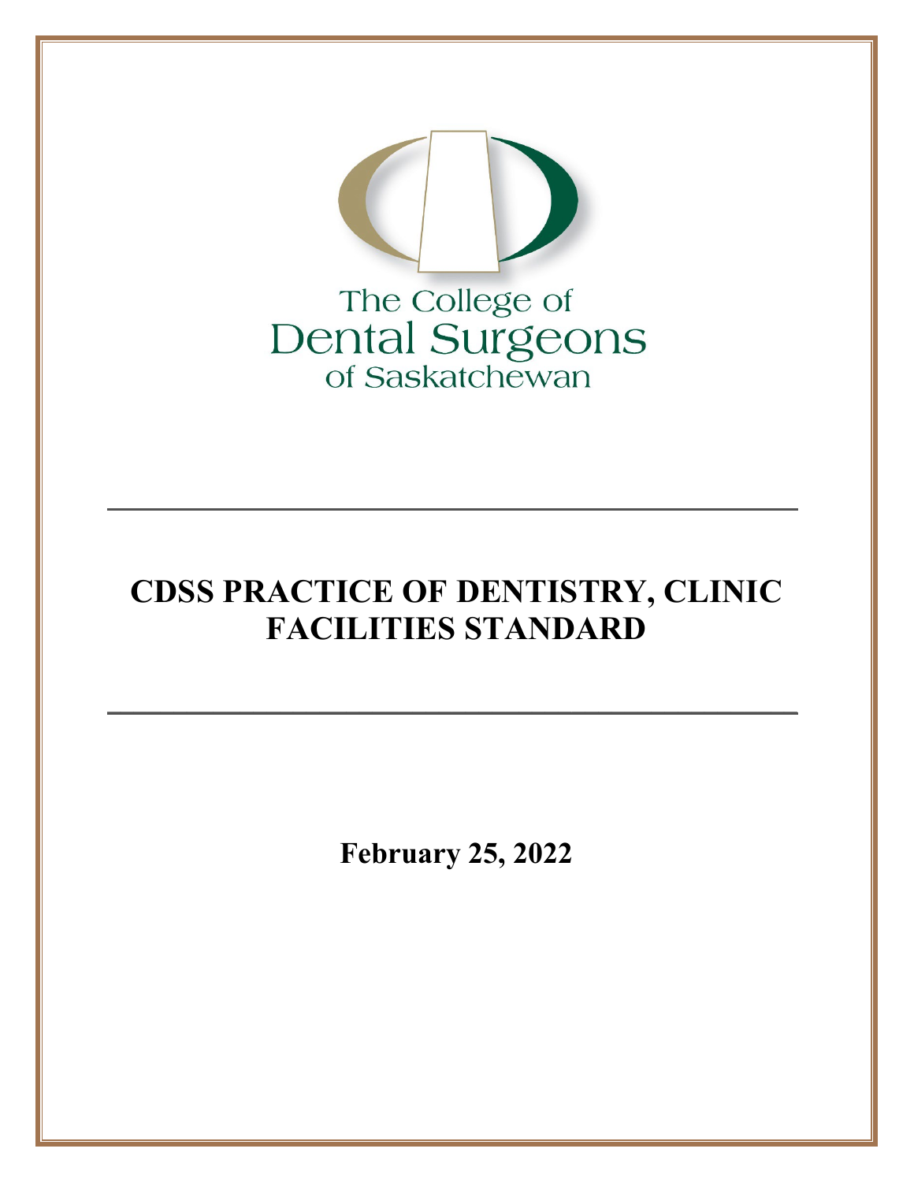The College of Dental Surgeons of Saskatchewan

# CDSS PRACTICE OF DENTISTRY, CLINIC FACILITIES STANDARD

**February 25, 2022**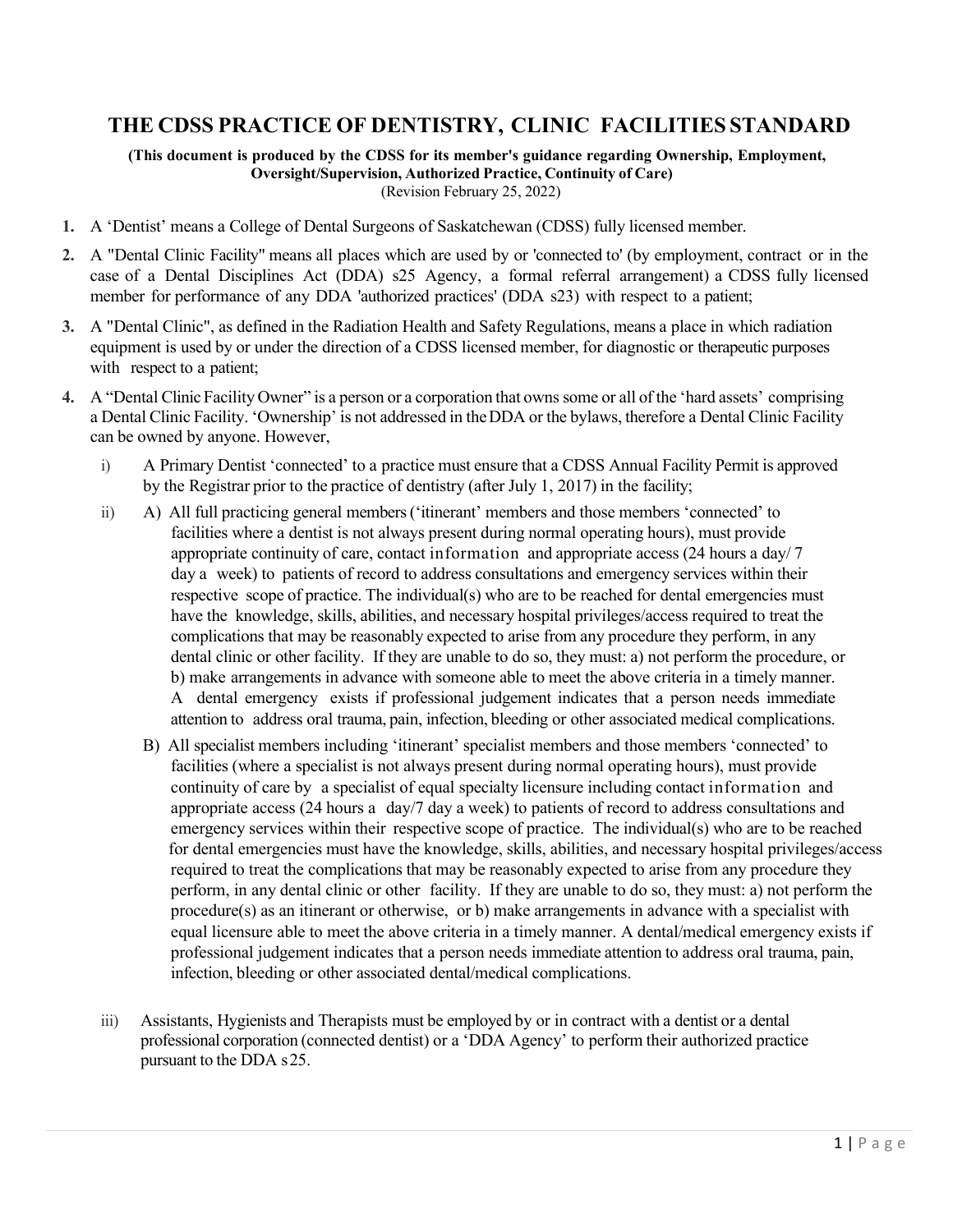# THE CDSS PRACTICE OF DENTISTRY, CLINIC FACILITIES STANDARD

**(This document is produced by the CDSS for its member's guidance regarding Ownership, Employment, Oversight/Supervision, Authorized Practice, Continuity of Care)**
(Revision February 25, 2022)

1. A 'Dentist' means a College of Dental Surgeons of Saskatchewan (CDSS) fully licensed member.
2. A "Dental Clinic Facility" means all places which are used by or 'connected to' (by employment, contract or in the case of a Dental Disciplines Act (DDA) s25 Agency, a formal referral arrangement) a CDSS fully licensed member for performance of any DDA 'authorized practices' (DDA s23) with respect to a patient;
3. A "Dental Clinic", as defined in the Radiation Health and Safety Regulations, means a place in which radiation equipment is used by or under the direction of a CDSS licensed member, for diagnostic or therapeutic purposes with respect to a patient;
4. A "Dental Clinic Facility Owner" is a person or a corporation that owns some or all of the 'hard assets' comprising a Dental Clinic Facility. 'Ownership' is not addressed in the DDA or the bylaws, therefore a Dental Clinic Facility can be owned by anyone. However,
   i) A Primary Dentist 'connected' to a practice must ensure that a CDSS Annual Facility Permit is approved by the Registrar prior to the practice of dentistry (after July 1, 2017) in the facility;
   ii) A) All full practicing general members ('itinerant' members and those members 'connected' to facilities where a dentist is not always present during normal operating hours), must provide appropriate continuity of care, contact information and appropriate access (24 hours a day/ 7 day a week) to patients of record to address consultations and emergency services within their respective scope of practice. The individual(s) who are to be reached for dental emergencies must have the knowledge, skills, abilities, and necessary hospital privileges/access required to treat the complications that may be reasonably expected to arise from any procedure they perform, in any dental clinic or other facility. If they are unable to do so, they must: a) not perform the procedure, or b) make arrangements in advance with someone able to meet the above criteria in a timely manner. A dental emergency exists if professional judgement indicates that a person needs immediate attention to address oral trauma, pain, infection, bleeding or other associated medical complications.

      B) All specialist members including 'itinerant' specialist members and those members 'connected' to facilities (where a specialist is not always present during normal operating hours), must provide continuity of care by a specialist of equal specialty licensure including contact information and appropriate access (24 hours a day/7 day a week) to patients of record to address consultations and emergency services within their respective scope of practice. The individual(s) who are to be reached for dental emergencies must have the knowledge, skills, abilities, and necessary hospital privileges/access required to treat the complications that may be reasonably expected to arise from any procedure they perform, in any dental clinic or other facility. If they are unable to do so, they must: a) not perform the procedure(s) as an itinerant or otherwise, or b) make arrangements in advance with a specialist with equal licensure able to meet the above criteria in a timely manner. A dental/medical emergency exists if professional judgement indicates that a person needs immediate attention to address oral trauma, pain, infection, bleeding or other associated dental/medical complications.
   iii) Assistants, Hygienists and Therapists must be employed by or in contract with a dentist or a dental professional corporation (connected dentist) or a 'DDA Agency' to perform their authorized practice pursuant to the DDA s25.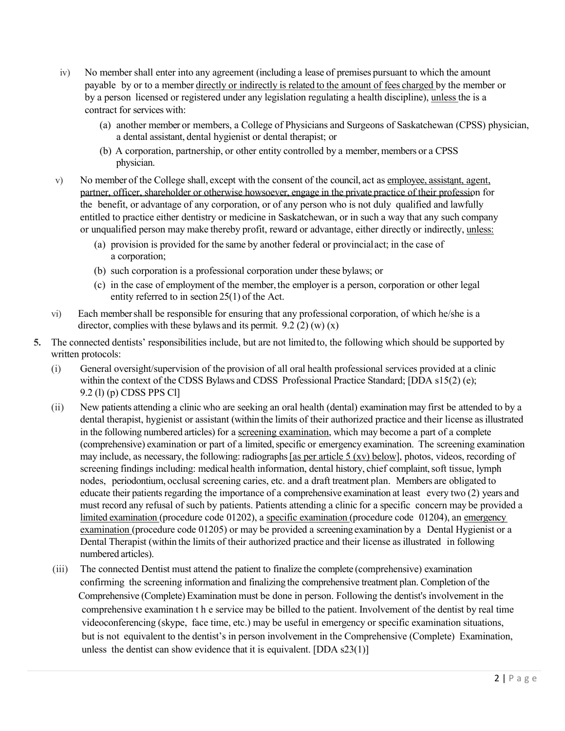iv) No member shall enter into any agreement (including a lease of premises pursuant to which the amount payable by or to a member directly or indirectly is related to the amount of fees charged by the member or by a person licensed or registered under any legislation regulating a health discipline), unless the is a contract for services with:

   (a) another member or members, a College of Physicians and Surgeons of Saskatchewan (CPSS) physician, a dental assistant, dental hygienist or dental therapist; or

   (b) A corporation, partnership, or other entity controlled by a member, members or a CPSS physician.

v) No member of the College shall, except with the consent of the council, act as employee, assistant, agent, partner, officer, shareholder or otherwise howsoever, engage in the private practice of their profession for the benefit, or advantage of any corporation, or of any person who is not duly qualified and lawfully entitled to practice either dentistry or medicine in Saskatchewan, or in such a way that any such company or unqualified person may make thereby profit, reward or advantage, either directly or indirectly, unless:

   (a) provision is provided for the same by another federal or provincial act; in the case of a corporation;

   (b) such corporation is a professional corporation under these bylaws; or

   (c) in the case of employment of the member, the employer is a person, corporation or other legal entity referred to in section 25(1) of the Act.

vi) Each member shall be responsible for ensuring that any professional corporation, of which he/she is a director, complies with these bylaws and its permit. 9.2 (2) (w) (x)

**5.** The connected dentists' responsibilities include, but are not limited to, the following which should be supported by written protocols:

(i) General oversight/supervision of the provision of all oral health professional services provided at a clinic within the context of the CDSS Bylaws and CDSS Professional Practice Standard; [DDA s15(2) (e); 9.2 (l) (p) CDSS PPS Cl]

(ii) New patients attending a clinic who are seeking an oral health (dental) examination may first be attended to by a dental therapist, hygienist or assistant (within the limits of their authorized practice and their license as illustrated in the following numbered articles) for a screening examination, which may become a part of a complete (comprehensive) examination or part of a limited, specific or emergency examination. The screening examination may include, as necessary, the following: radiographs [as per article 5 (xv) below], photos, videos, recording of screening findings including: medical health information, dental history, chief complaint, soft tissue, lymph nodes, periodontium, occlusal screening caries, etc. and a draft treatment plan. Members are obligated to educate their patients regarding the importance of a comprehensive examination at least every two (2) years and must record any refusal of such by patients. Patients attending a clinic for a specific concern may be provided a limited examination (procedure code 01202), a specific examination (procedure code 01204), an emergency examination (procedure code 01205) or may be provided a screening examination by a Dental Hygienist or a Dental Therapist (within the limits of their authorized practice and their license as illustrated in following numbered articles).

(iii) The connected Dentist must attend the patient to finalize the complete (comprehensive) examination confirming the screening information and finalizing the comprehensive treatment plan. Completion of the Comprehensive (Complete) Examination must be done in person. Following the dentist's involvement in the comprehensive examination the service may be billed to the patient. Involvement of the dentist by real time videoconferencing (skype, face time, etc.) may be useful in emergency or specific examination situations, but is not equivalent to the dentist's in person involvement in the Comprehensive (Complete) Examination, unless the dentist can show evidence that it is equivalent. [DDA s23(1)]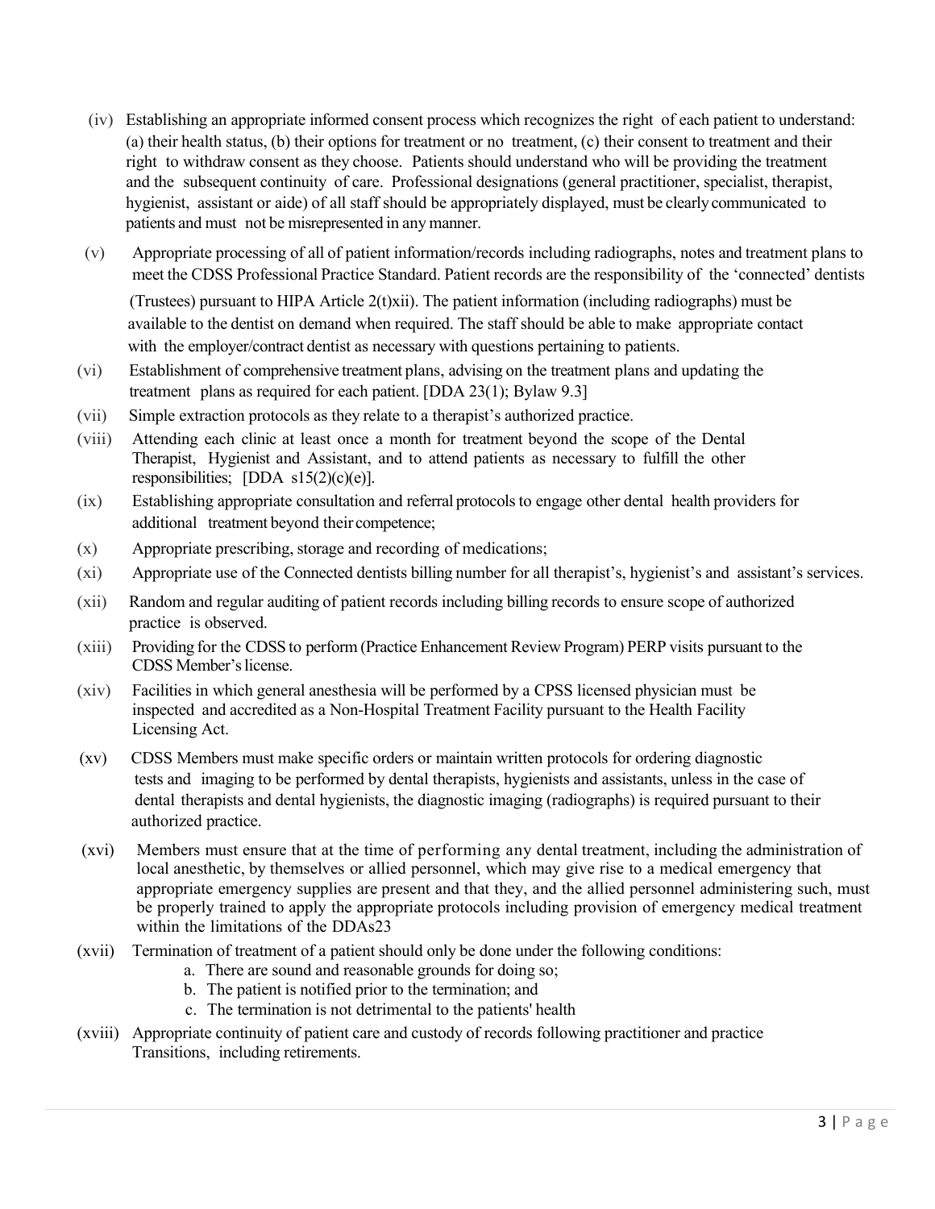(iv) Establishing an appropriate informed consent process which recognizes the right of each patient to understand: (a) their health status, (b) their options for treatment or no treatment, (c) their consent to treatment and their right to withdraw consent as they choose. Patients should understand who will be providing the treatment and the subsequent continuity of care. Professional designations (general practitioner, specialist, therapist, hygienist, assistant or aide) of all staff should be appropriately displayed, must be clearly communicated to patients and must not be misrepresented in any manner.

(v) Appropriate processing of all of patient information/records including radiographs, notes and treatment plans to meet the CDSS Professional Practice Standard. Patient records are the responsibility of the 'connected' dentists (Trustees) pursuant to HIPA Article 2(t)xii). The patient information (including radiographs) must be available to the dentist on demand when required. The staff should be able to make appropriate contact with the employer/contract dentist as necessary with questions pertaining to patients.

(vi) Establishment of comprehensive treatment plans, advising on the treatment plans and updating the treatment plans as required for each patient. [DDA 23(1); Bylaw 9.3]

(vii) Simple extraction protocols as they relate to a therapist's authorized practice.

(viii) Attending each clinic at least once a month for treatment beyond the scope of the Dental Therapist, Hygienist and Assistant, and to attend patients as necessary to fulfill the other responsibilities; [DDA s15(2)(c)(e)].

(ix) Establishing appropriate consultation and referral protocols to engage other dental health providers for additional treatment beyond their competence;

(x) Appropriate prescribing, storage and recording of medications;

(xi) Appropriate use of the Connected dentists billing number for all therapist's, hygienist's and assistant's services.

(xii) Random and regular auditing of patient records including billing records to ensure scope of authorized practice is observed.

(xiii) Providing for the CDSS to perform (Practice Enhancement Review Program) PERP visits pursuant to the CDSS Member's license.

(xiv) Facilities in which general anesthesia will be performed by a CPSS licensed physician must be inspected and accredited as a Non-Hospital Treatment Facility pursuant to the Health Facility Licensing Act.

(xv) CDSS Members must make specific orders or maintain written protocols for ordering diagnostic tests and imaging to be performed by dental therapists, hygienists and assistants, unless in the case of dental therapists and dental hygienists, the diagnostic imaging (radiographs) is required pursuant to their authorized practice.

(xvi) Members must ensure that at the time of performing any dental treatment, including the administration of local anesthetic, by themselves or allied personnel, which may give rise to a medical emergency that appropriate emergency supplies are present and that they, and the allied personnel administering such, must be properly trained to apply the appropriate protocols including provision of emergency medical treatment within the limitations of the DDAs23

(xvii) Termination of treatment of a patient should only be done under the following conditions:

  a. There are sound and reasonable grounds for doing so;
  b. The patient is notified prior to the termination; and
  c. The termination is not detrimental to the patients' health

(xviii) Appropriate continuity of patient care and custody of records following practitioner and practice Transitions, including retirements.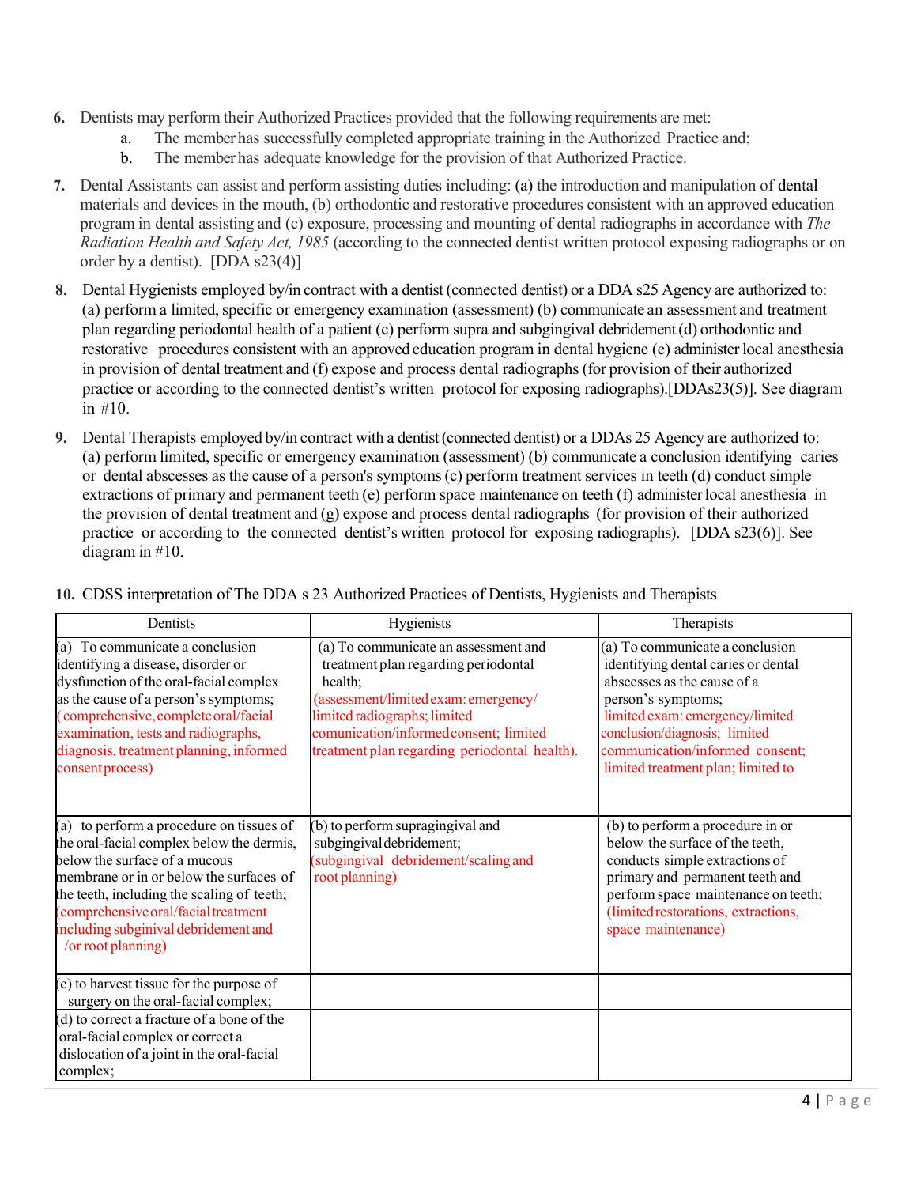6. Dentists may perform their Authorized Practices provided that the following requirements are met:
    a. The member has successfully completed appropriate training in the Authorized Practice and;
    b. The member has adequate knowledge for the provision of that Authorized Practice.

7. Dental Assistants can assist and perform assisting duties including: (a) the introduction and manipulation of dental materials and devices in the mouth, (b) orthodontic and restorative procedures consistent with an approved education program in dental assisting and (c) exposure, processing and mounting of dental radiographs in accordance with *The Radiation Health and Safety Act, 1985* (according to the connected dentist written protocol exposing radiographs or on order by a dentist). [DDA s23(4)]

8. Dental Hygienists employed by/in contract with a dentist (connected dentist) or a DDA s25 Agency are authorized to: (a) perform a limited, specific or emergency examination (assessment) (b) communicate an assessment and treatment plan regarding periodontal health of a patient (c) perform supra and subgingival debridement (d) orthodontic and restorative procedures consistent with an approved education program in dental hygiene (e) administer local anesthesia in provision of dental treatment and (f) expose and process dental radiographs (for provision of their authorized practice or according to the connected dentist's written protocol for exposing radiographs).[DDAs23(5)]. See diagram in #10.

9. Dental Therapists employed by/in contract with a dentist (connected dentist) or a DDAs 25 Agency are authorized to: (a) perform limited, specific or emergency examination (assessment) (b) communicate a conclusion identifying caries or dental abscesses as the cause of a person's symptoms (c) perform treatment services in teeth (d) conduct simple extractions of primary and permanent teeth (e) perform space maintenance on teeth (f) administer local anesthesia in the provision of dental treatment and (g) expose and process dental radiographs (for provision of their authorized practice or according to the connected dentist's written protocol for exposing radiographs). [DDA s23(6)]. See diagram in #10.

10. CDSS interpretation of The DDA s 23 Authorized Practices of Dentists, Hygienists and Therapists

| Dentists | Hygienists | Therapists |
|---|---|---|
| (a) To communicate a conclusion identifying a disease, disorder or dysfunction of the oral-facial complex as the cause of a person's symptoms; (comprehensive, complete oral/facial examination, tests and radiographs, diagnosis, treatment planning, informed consent process) | (a) To communicate an assessment and treatment plan regarding periodontal health; (assessment/limited exam: emergency/ limited radiographs; limited comunication/informed consent; limited treatment plan regarding periodontal health). | (a) To communicate a conclusion identifying dental caries or dental abscesses as the cause of a person's symptoms; limited exam: emergency/limited conclusion/diagnosis; limited communication/informed consent; limited treatment plan; limited to |
| (a) to perform a procedure on tissues of the oral-facial complex below the dermis, below the surface of a mucous membrane or in or below the surfaces of the teeth, including the scaling of teeth; (comprehensive oral/facial treatment including subginival debridement and /or root planning) | (b) to perform supragingival and subgingival debridement; (subgingival debridement/scaling and root planning) | (b) to perform a procedure in or below the surface of the teeth, conducts simple extractions of primary and permanent teeth and perform space maintenance on teeth; (limited restorations, extractions, space maintenance) |
| (c) to harvest tissue for the purpose of surgery on the oral-facial complex; | | |
| (d) to correct a fracture of a bone of the oral-facial complex or correct a dislocation of a joint in the oral-facial complex; | | |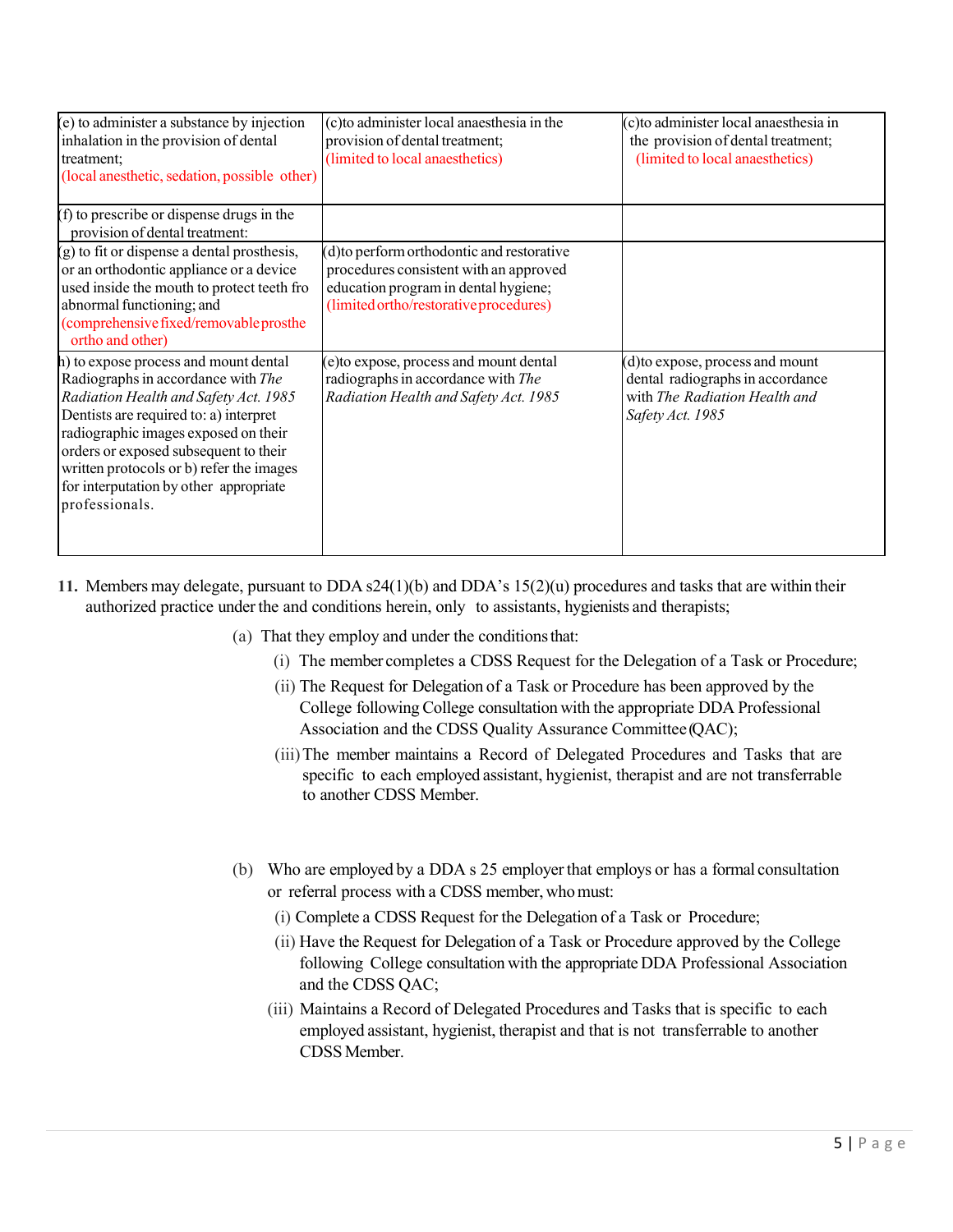| | | |
|---|---|---|
| (e) to administer a substance by injection inhalation in the provision of dental treatment; (local anesthetic, sedation, possible other) | (c)to administer local anaesthesia in the provision of dental treatment; (limited to local anaesthetics) | (c)to administer local anaesthesia in the provision of dental treatment; (limited to local anaesthetics) |
| (f) to prescribe or dispense drugs in the provision of dental treatment: | | |
| (g) to fit or dispense a dental prosthesis, or an orthodontic appliance or a device used inside the mouth to protect teeth fro abnormal functioning; and (comprehensive fixed/removable prosthe ortho and other) | (d)to perform orthodontic and restorative procedures consistent with an approved education program in dental hygiene; (limited ortho/restorative procedures) | |
| h) to expose process and mount dental Radiographs in accordance with *The Radiation Health and Safety Act. 1985* Dentists are required to: a) interpret radiographic images exposed on their orders or exposed subsequent to their written protocols or b) refer the images for interputation by other appropriate professionals. | (e)to expose, process and mount dental radiographs in accordance with *The Radiation Health and Safety Act. 1985* | (d)to expose, process and mount dental radiographs in accordance with *The Radiation Health and Safety Act. 1985* |

11. Members may delegate, pursuant to DDA s24(1)(b) and DDA's 15(2)(u) procedures and tasks that are within their authorized practice under the and conditions herein, only to assistants, hygienists and therapists;

    (a) That they employ and under the conditions that:

    (i) The member completes a CDSS Request for the Delegation of a Task or Procedure;

    (ii) The Request for Delegation of a Task or Procedure has been approved by the College following College consultation with the appropriate DDA Professional Association and the CDSS Quality Assurance Committee (QAC);

    (iii) The member maintains a Record of Delegated Procedures and Tasks that are specific to each employed assistant, hygienist, therapist and are not transferrable to another CDSS Member.

    (b) Who are employed by a DDA s 25 employer that employs or has a formal consultation or referral process with a CDSS member, who must:

    (i) Complete a CDSS Request for the Delegation of a Task or Procedure;

    (ii) Have the Request for Delegation of a Task or Procedure approved by the College following College consultation with the appropriate DDA Professional Association and the CDSS QAC;

    (iii) Maintains a Record of Delegated Procedures and Tasks that is specific to each employed assistant, hygienist, therapist and that is not transferrable to another CDSS Member.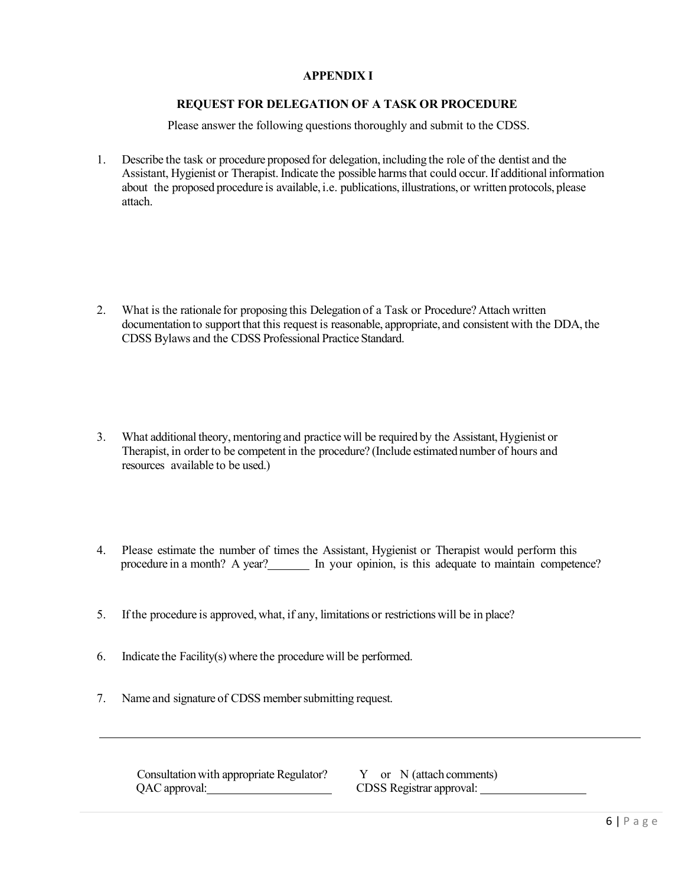# APPENDIX I

## REQUEST FOR DELEGATION OF A TASK OR PROCEDURE

Please answer the following questions thoroughly and submit to the CDSS.

1. Describe the task or procedure proposed for delegation, including the role of the dentist and the Assistant, Hygienist or Therapist. Indicate the possible harms that could occur. If additional information about the proposed procedure is available, i.e. publications, illustrations, or written protocols, please attach.

2. What is the rationale for proposing this Delegation of a Task or Procedure? Attach written documentation to support that this request is reasonable, appropriate, and consistent with the DDA, the CDSS Bylaws and the CDSS Professional Practice Standard.

3. What additional theory, mentoring and practice will be required by the Assistant, Hygienist or Therapist, in order to be competent in the procedure? (Include estimated number of hours and resources available to be used.)

4. Please estimate the number of times the Assistant, Hygienist or Therapist would perform this procedure in a month? A year?_______ In your opinion, is this adequate to maintain competence?

5. If the procedure is approved, what, if any, limitations or restrictions will be in place?

6. Indicate the Facility(s) where the procedure will be performed.

7. Name and signature of CDSS member submitting request.

---

Consultation with appropriate Regulator? Y or N (attach comments)

QAC approval:______________________ CDSS Registrar approval:___________________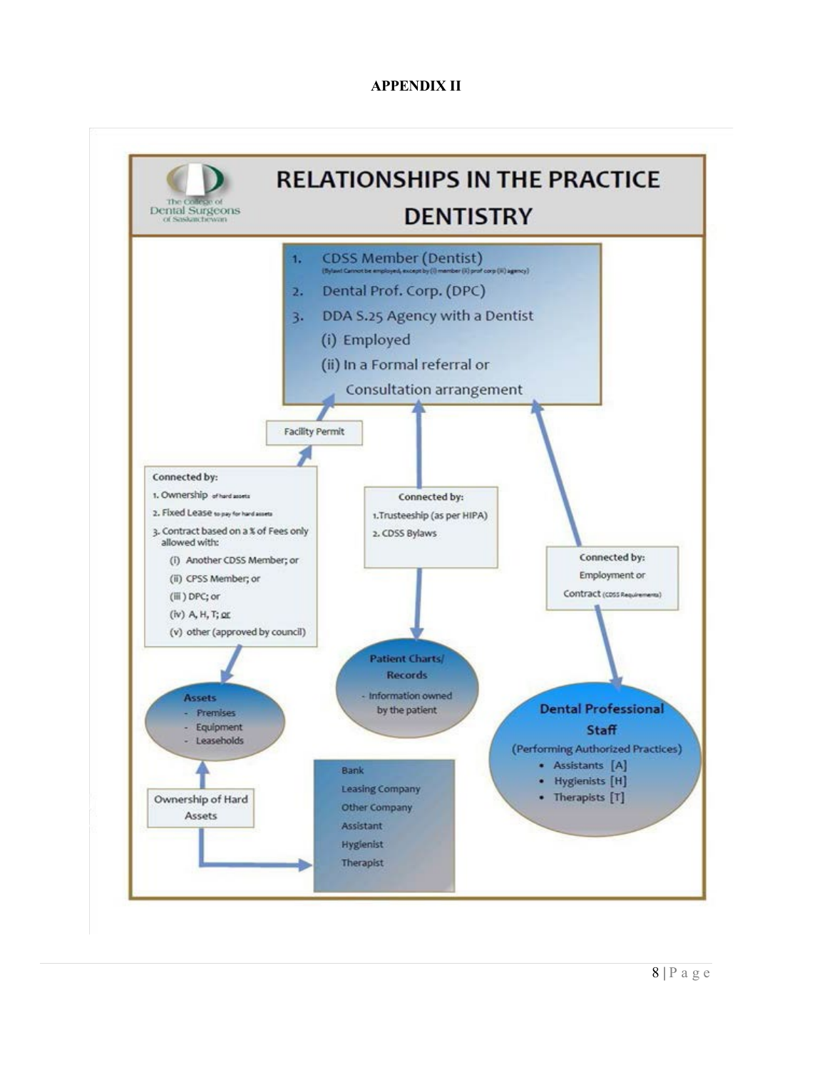**APPENDIX II**

# RELATIONSHIPS IN THE PRACTICE DENTISTRY

The College of Dental Surgeons of Saskatchewan

1. CDSS Member (Dentist) (Bylaw) Cannot be employed, except by (i) member (ii) prof corp (iii) agency)
2. Dental Prof. Corp. (DPC)
3. DDA S.25 Agency with a Dentist
   (i) Employed
   (ii) In a Formal referral or Consultation arrangement

Facility Permit

**Connected by:**

1. Ownership of hard assets
2. Fixed Lease to pay for hard assets
3. Contract based on a % of Fees only allowed with:
   (i) Another CDSS Member; or
   (ii) CPSS Member; or
   (iii) DPC; or
   (iv) A, H, T; or
   (v) other (approved by council)

**Connected by:**

1. Trusteeship (as per HIPA)
2. CDSS Bylaws

**Connected by:**

Employment or Contract (CDSS Requirements)

**Assets**
- Premises
- Equipment
- Leaseholds

**Patient Charts/ Records**
- Information owned by the patient

**Dental Professional Staff**
(Performing Authorized Practices)
- Assistants [A]
- Hygienists [H]
- Therapists [T]

Ownership of Hard Assets

Bank
Leasing Company
Other Company
Assistant
Hygienist
Therapist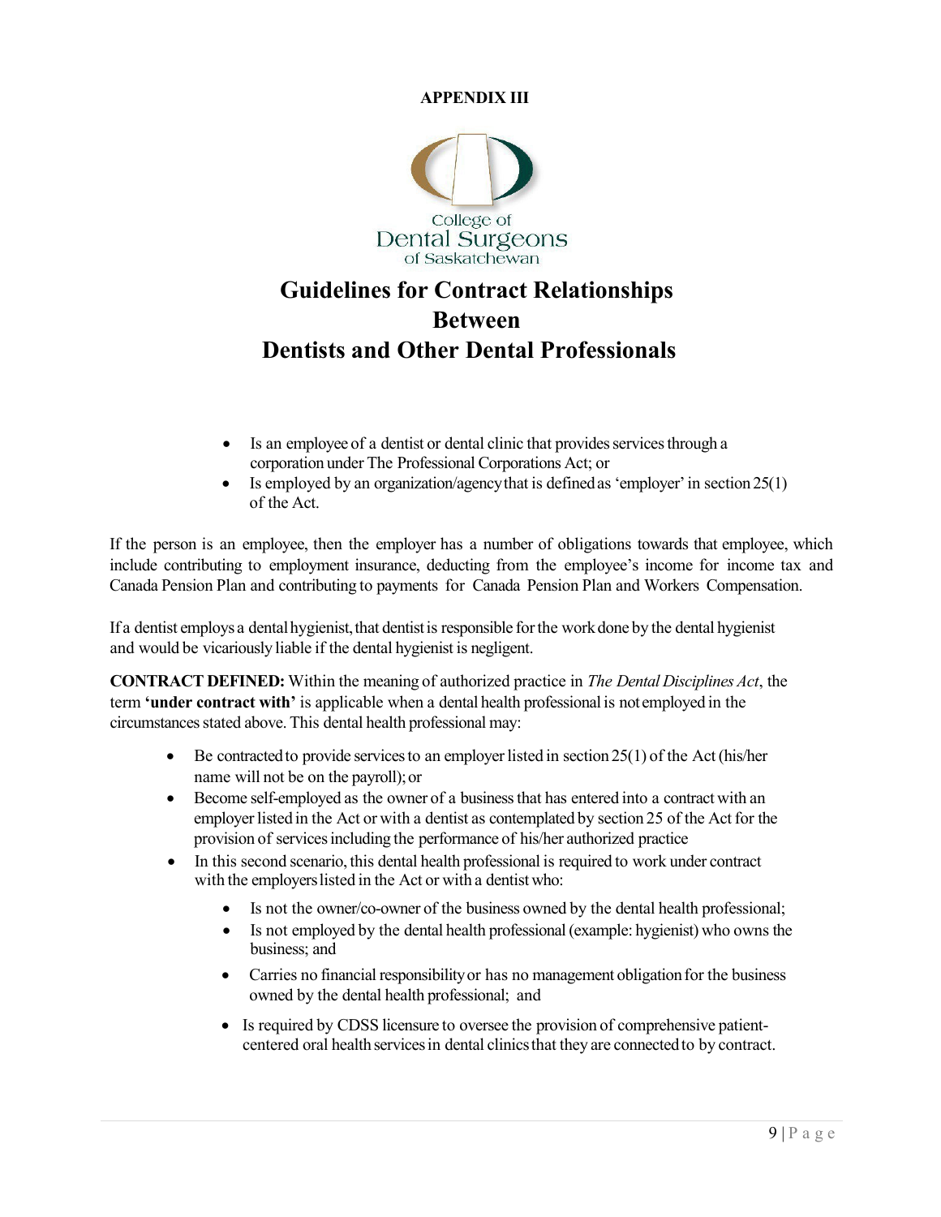**APPENDIX III**

College of
Dental Surgeons
of Saskatchewan

# Guidelines for Contract Relationships Between Dentists and Other Dental Professionals

- Is an employee of a dentist or dental clinic that provides services through a corporation under The Professional Corporations Act; or
- Is employed by an organization/agency that is defined as 'employer' in section 25(1) of the Act.

If the person is an employee, then the employer has a number of obligations towards that employee, which include contributing to employment insurance, deducting from the employee's income for income tax and Canada Pension Plan and contributing to payments for Canada Pension Plan and Workers Compensation.

If a dentist employs a dental hygienist, that dentist is responsible for the work done by the dental hygienist and would be vicariously liable if the dental hygienist is negligent.

**CONTRACT DEFINED:** Within the meaning of authorized practice in *The Dental Disciplines Act*, the term **'under contract with'** is applicable when a dental health professional is not employed in the circumstances stated above. This dental health professional may:

- Be contracted to provide services to an employer listed in section 25(1) of the Act (his/her name will not be on the payroll); or
- Become self-employed as the owner of a business that has entered into a contract with an employer listed in the Act or with a dentist as contemplated by section 25 of the Act for the provision of services including the performance of his/her authorized practice
- In this second scenario, this dental health professional is required to work under contract with the employers listed in the Act or with a dentist who:
  - Is not the owner/co-owner of the business owned by the dental health professional;
  - Is not employed by the dental health professional (example: hygienist) who owns the business; and
  - Carries no financial responsibility or has no management obligation for the business owned by the dental health professional; and
  - Is required by CDSS licensure to oversee the provision of comprehensive patient-centered oral health services in dental clinics that they are connected to by contract.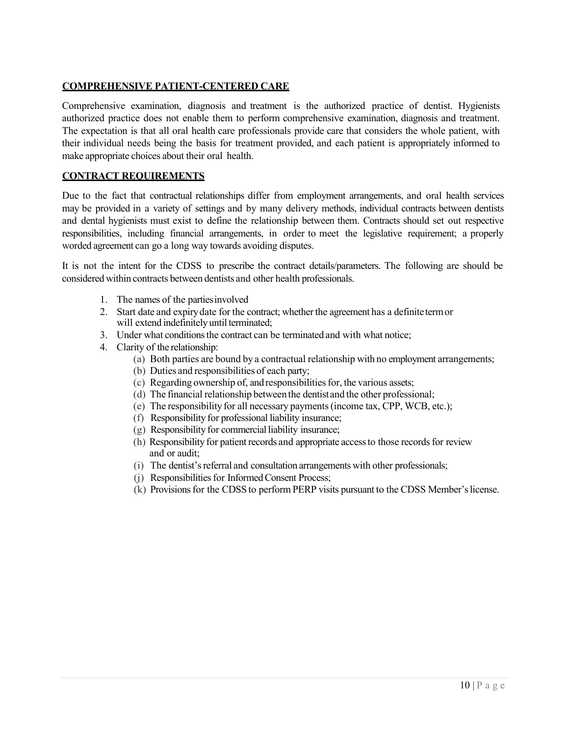## COMPREHENSIVE PATIENT-CENTERED CARE

Comprehensive examination, diagnosis and treatment is the authorized practice of dentist. Hygienists authorized practice does not enable them to perform comprehensive examination, diagnosis and treatment. The expectation is that all oral health care professionals provide care that considers the whole patient, with their individual needs being the basis for treatment provided, and each patient is appropriately informed to make appropriate choices about their oral health.

## CONTRACT REQUIREMENTS

Due to the fact that contractual relationships differ from employment arrangements, and oral health services may be provided in a variety of settings and by many delivery methods, individual contracts between dentists and dental hygienists must exist to define the relationship between them. Contracts should set out respective responsibilities, including financial arrangements, in order to meet the legislative requirement; a properly worded agreement can go a long way towards avoiding disputes.

It is not the intent for the CDSS to prescribe the contract details/parameters. The following are should be considered within contracts between dentists and other health professionals.

1. The names of the parties involved
2. Start date and expiry date for the contract; whether the agreement has a definite term or will extend indefinitely until terminated;
3. Under what conditions the contract can be terminated and with what notice;
4. Clarity of the relationship:
   (a) Both parties are bound by a contractual relationship with no employment arrangements;
   (b) Duties and responsibilities of each party;
   (c) Regarding ownership of, and responsibilities for, the various assets;
   (d) The financial relationship between the dentist and the other professional;
   (e) The responsibility for all necessary payments (income tax, CPP, WCB, etc.);
   (f) Responsibility for professional liability insurance;
   (g) Responsibility for commercial liability insurance;
   (h) Responsibility for patient records and appropriate access to those records for review and or audit;
   (i) The dentist's referral and consultation arrangements with other professionals;
   (j) Responsibilities for Informed Consent Process;
   (k) Provisions for the CDSS to perform PERP visits pursuant to the CDSS Member's license.